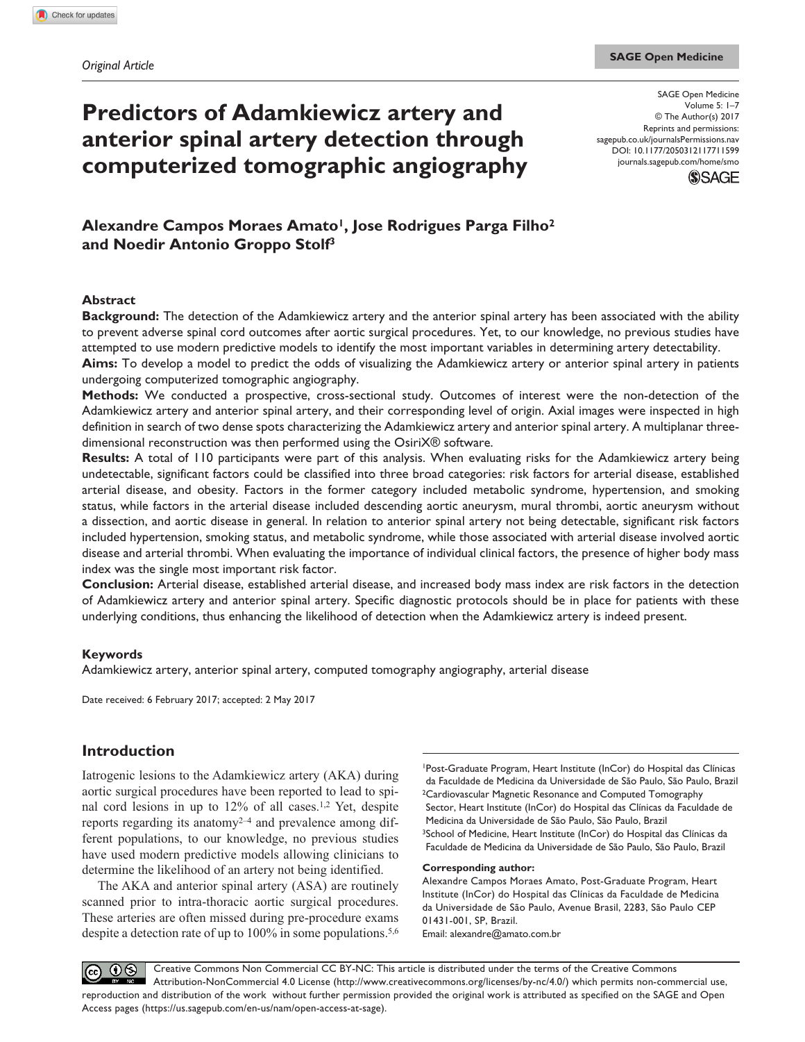*Original Article*

# Predictors of Adamkiewicz artery and anterior spinal artery detection through computerized tomographic angiography

**Alexandre Campos Moraes Amato[1], Jose Rodrigues Parga Filho[2] and Noedir Antonio Groppo Stolf[3]**

## Abstract

**Background:** The detection of the Adamkiewicz artery and the anterior spinal artery has been associated with the ability to prevent adverse spinal cord outcomes after aortic surgical procedures. Yet, to our knowledge, no previous studies have attempted to use modern predictive models to identify the most important variables in determining artery detectability.

**Aims:** To develop a model to predict the odds of visualizing the Adamkiewicz artery or anterior spinal artery in patients undergoing computerized tomographic angiography.

**Methods:** We conducted a prospective, cross-sectional study. Outcomes of interest were the non-detection of the Adamkiewicz artery and anterior spinal artery, and their corresponding level of origin. Axial images were inspected in high definition in search of two dense spots characterizing the Adamkiewicz artery and anterior spinal artery. A multiplanar three-dimensional reconstruction was then performed using the OsiriX® software.

**Results:** A total of 110 participants were part of this analysis. When evaluating risks for the Adamkiewicz artery being undetectable, significant factors could be classified into three broad categories: risk factors for arterial disease, established arterial disease, and obesity. Factors in the former category included metabolic syndrome, hypertension, and smoking status, while factors in the arterial disease included descending aortic aneurysm, mural thrombi, aortic aneurysm without a dissection, and aortic disease in general. In relation to anterior spinal artery not being detectable, significant risk factors included hypertension, smoking status, and metabolic syndrome, while those associated with arterial disease involved aortic disease and arterial thrombi. When evaluating the importance of individual clinical factors, the presence of higher body mass index was the single most important risk factor.

**Conclusion:** Arterial disease, established arterial disease, and increased body mass index are risk factors in the detection of Adamkiewicz artery and anterior spinal artery. Specific diagnostic protocols should be in place for patients with these underlying conditions, thus enhancing the likelihood of detection when the Adamkiewicz artery is indeed present.

### Keywords

Adamkiewicz artery, anterior spinal artery, computed tomography angiography, arterial disease

Date received: 6 February 2017; accepted: 2 May 2017

## Introduction

Iatrogenic lesions to the Adamkiewicz artery (AKA) during aortic surgical procedures have been reported to lead to spinal cord lesions in up to 12% of all cases.[1,2] Yet, despite reports regarding its anatomy[2–4] and prevalence among different populations, to our knowledge, no previous studies have used modern predictive models allowing clinicians to determine the likelihood of an artery not being identified.

The AKA and anterior spinal artery (ASA) are routinely scanned prior to intra-thoracic aortic surgical procedures. These arteries are often missed during pre-procedure exams despite a detection rate of up to 100% in some populations.[5,6]

---

[1]Post-Graduate Program, Heart Institute (InCor) do Hospital das Clínicas da Faculdade de Medicina da Universidade de São Paulo, São Paulo, Brazil
[2]Cardiovascular Magnetic Resonance and Computed Tomography Sector, Heart Institute (InCor) do Hospital das Clínicas da Faculdade de Medicina da Universidade de São Paulo, São Paulo, Brazil
[3]School of Medicine, Heart Institute (InCor) do Hospital das Clínicas da Faculdade de Medicina da Universidade de São Paulo, São Paulo, Brazil

**Corresponding author:**
Alexandre Campos Moraes Amato, Post-Graduate Program, Heart Institute (InCor) do Hospital das Clínicas da Faculdade de Medicina da Universidade de São Paulo, Avenue Brasil, 2283, São Paulo CEP 01431-001, SP, Brazil.
Email: alexandre@amato.com.br

Creative Commons Non Commercial CC BY-NC: This article is distributed under the terms of the Creative Commons Attribution-NonCommercial 4.0 License (http://www.creativecommons.org/licenses/by-nc/4.0/) which permits non-commercial use, reproduction and distribution of the work without further permission provided the original work is attributed as specified on the SAGE and Open Access pages (https://us.sagepub.com/en-us/nam/open-access-at-sage).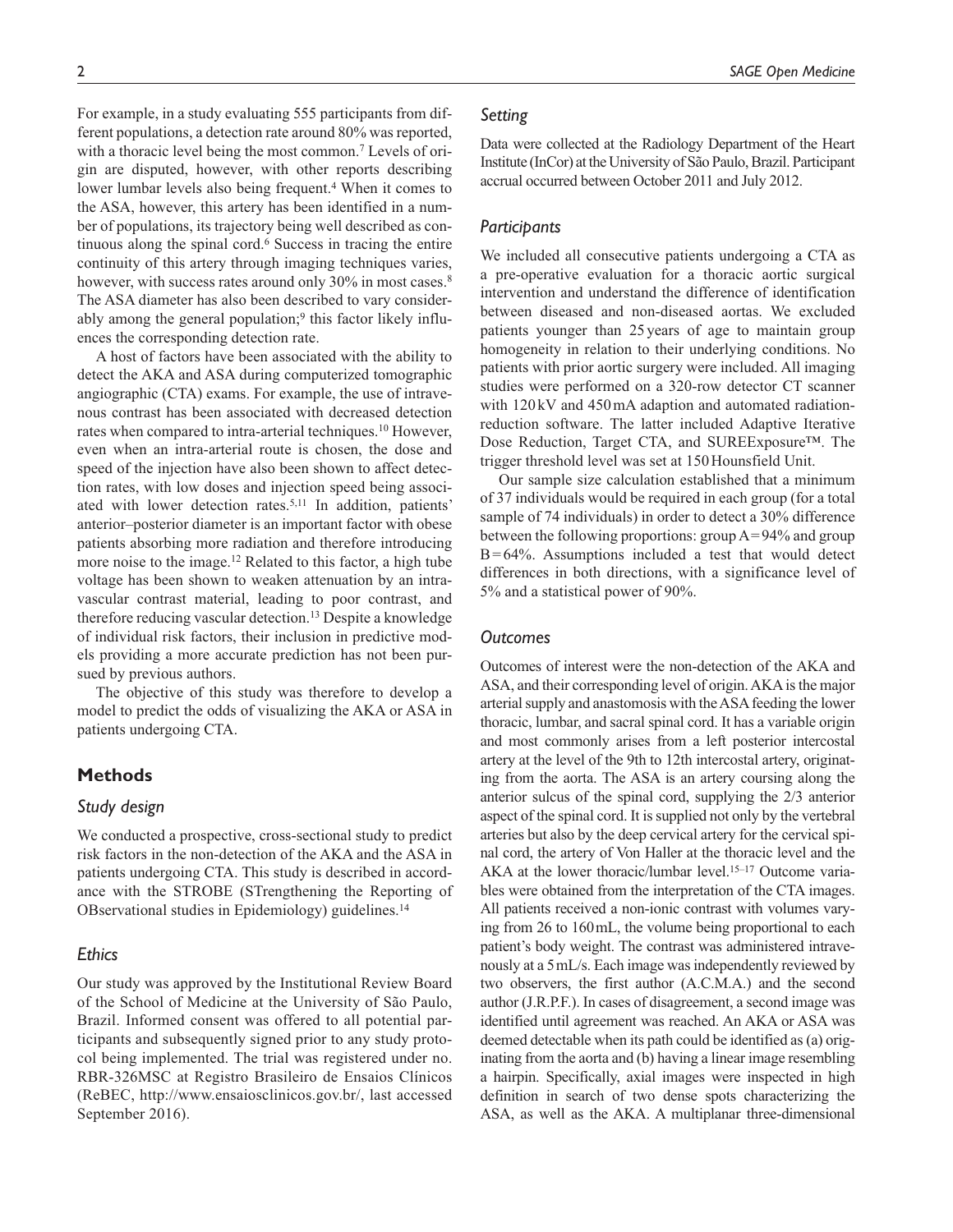For example, in a study evaluating 555 participants from different populations, a detection rate around 80% was reported, with a thoracic level being the most common.[7] Levels of origin are disputed, however, with other reports describing lower lumbar levels also being frequent.[4] When it comes to the ASA, however, this artery has been identified in a number of populations, its trajectory being well described as continuous along the spinal cord.[6] Success in tracing the entire continuity of this artery through imaging techniques varies, however, with success rates around only 30% in most cases.[8] The ASA diameter has also been described to vary considerably among the general population;[9] this factor likely influences the corresponding detection rate.

A host of factors have been associated with the ability to detect the AKA and ASA during computerized tomographic angiographic (CTA) exams. For example, the use of intravenous contrast has been associated with decreased detection rates when compared to intra-arterial techniques.[10] However, even when an intra-arterial route is chosen, the dose and speed of the injection have also been shown to affect detection rates, with low doses and injection speed being associated with lower detection rates.[5,11] In addition, patients' anterior–posterior diameter is an important factor with obese patients absorbing more radiation and therefore introducing more noise to the image.[12] Related to this factor, a high tube voltage has been shown to weaken attenuation by an intravascular contrast material, leading to poor contrast, and therefore reducing vascular detection.[13] Despite a knowledge of individual risk factors, their inclusion in predictive models providing a more accurate prediction has not been pursued by previous authors.

The objective of this study was therefore to develop a model to predict the odds of visualizing the AKA or ASA in patients undergoing CTA.

## Methods

### *Study design*

We conducted a prospective, cross-sectional study to predict risk factors in the non-detection of the AKA and the ASA in patients undergoing CTA. This study is described in accordance with the STROBE (STrengthening the Reporting of OBservational studies in Epidemiology) guidelines.[14]

### *Ethics*

Our study was approved by the Institutional Review Board of the School of Medicine at the University of São Paulo, Brazil. Informed consent was offered to all potential participants and subsequently signed prior to any study protocol being implemented. The trial was registered under no. RBR-326MSC at Registro Brasileiro de Ensaios Clínicos (ReBEC, http://www.ensaiosclinicos.gov.br/, last accessed September 2016).

### *Setting*

Data were collected at the Radiology Department of the Heart Institute (InCor) at the University of São Paulo, Brazil. Participant accrual occurred between October 2011 and July 2012.

### *Participants*

We included all consecutive patients undergoing a CTA as a pre-operative evaluation for a thoracic aortic surgical intervention and understand the difference of identification between diseased and non-diseased aortas. We excluded patients younger than 25 years of age to maintain group homogeneity in relation to their underlying conditions. No patients with prior aortic surgery were included. All imaging studies were performed on a 320-row detector CT scanner with 120 kV and 450 mA adaption and automated radiation-reduction software. The latter included Adaptive Iterative Dose Reduction, Target CTA, and SUREExposure™. The trigger threshold level was set at 150 Hounsfield Unit.

Our sample size calculation established that a minimum of 37 individuals would be required in each group (for a total sample of 74 individuals) in order to detect a 30% difference between the following proportions: group A = 94% and group B = 64%. Assumptions included a test that would detect differences in both directions, with a significance level of 5% and a statistical power of 90%.

### *Outcomes*

Outcomes of interest were the non-detection of the AKA and ASA, and their corresponding level of origin. AKA is the major arterial supply and anastomosis with the ASA feeding the lower thoracic, lumbar, and sacral spinal cord. It has a variable origin and most commonly arises from a left posterior intercostal artery at the level of the 9th to 12th intercostal artery, originating from the aorta. The ASA is an artery coursing along the anterior sulcus of the spinal cord, supplying the 2/3 anterior aspect of the spinal cord. It is supplied not only by the vertebral arteries but also by the deep cervical artery for the cervical spinal cord, the artery of Von Haller at the thoracic level and the AKA at the lower thoracic/lumbar level.[15–17] Outcome variables were obtained from the interpretation of the CTA images. All patients received a non-ionic contrast with volumes varying from 26 to 160 mL, the volume being proportional to each patient's body weight. The contrast was administered intravenously at a 5 mL/s. Each image was independently reviewed by two observers, the first author (A.C.M.A.) and the second author (J.R.P.F.). In cases of disagreement, a second image was identified until agreement was reached. An AKA or ASA was deemed detectable when its path could be identified as (a) originating from the aorta and (b) having a linear image resembling a hairpin. Specifically, axial images were inspected in high definition in search of two dense spots characterizing the ASA, as well as the AKA. A multiplanar three-dimensional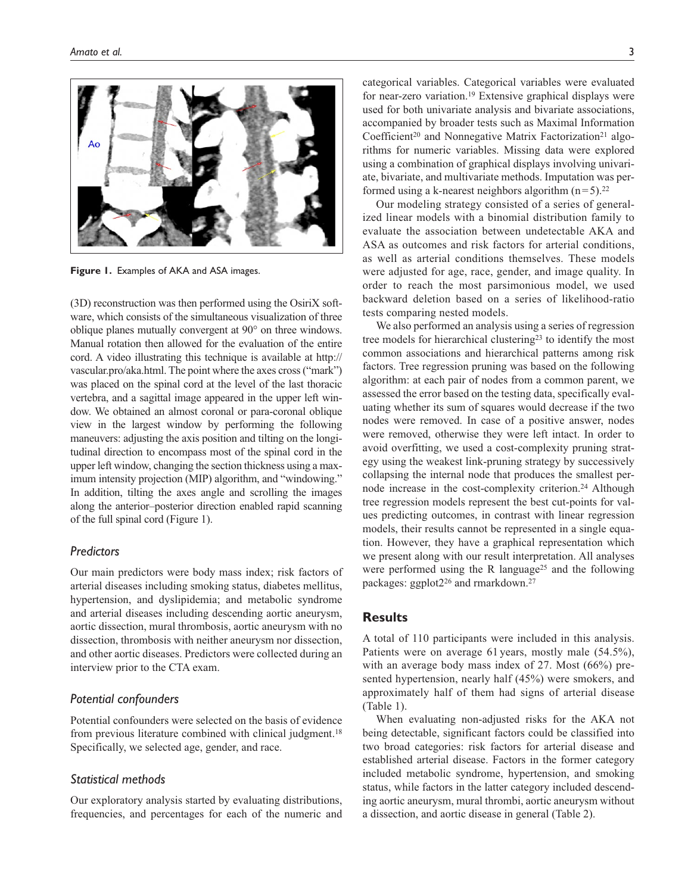Figure 1. Examples of AKA and ASA images.

(3D) reconstruction was then performed using the OsiriX software, which consists of the simultaneous visualization of three oblique planes mutually convergent at 90° on three windows. Manual rotation then allowed for the evaluation of the entire cord. A video illustrating this technique is available at http://vascular.pro/aka.html. The point where the axes cross ("mark") was placed on the spinal cord at the level of the last thoracic vertebra, and a sagittal image appeared in the upper left window. We obtained an almost coronal or para-coronal oblique view in the largest window by performing the following maneuvers: adjusting the axis position and tilting on the longitudinal direction to encompass most of the spinal cord in the upper left window, changing the section thickness using a maximum intensity projection (MIP) algorithm, and "windowing." In addition, tilting the axes angle and scrolling the images along the anterior–posterior direction enabled rapid scanning of the full spinal cord (Figure 1).

### *Predictors*

Our main predictors were body mass index; risk factors of arterial diseases including smoking status, diabetes mellitus, hypertension, and dyslipidemia; and metabolic syndrome and arterial diseases including descending aortic aneurysm, aortic dissection, mural thrombosis, aortic aneurysm with no dissection, thrombosis with neither aneurysm nor dissection, and other aortic diseases. Predictors were collected during an interview prior to the CTA exam.

### *Potential confounders*

Potential confounders were selected on the basis of evidence from previous literature combined with clinical judgment.[18] Specifically, we selected age, gender, and race.

### *Statistical methods*

Our exploratory analysis started by evaluating distributions, frequencies, and percentages for each of the numeric and categorical variables. Categorical variables were evaluated for near-zero variation.[19] Extensive graphical displays were used for both univariate analysis and bivariate associations, accompanied by broader tests such as Maximal Information Coefficient[20] and Nonnegative Matrix Factorization[21] algorithms for numeric variables. Missing data were explored using a combination of graphical displays involving univariate, bivariate, and multivariate methods. Imputation was performed using a k-nearest neighbors algorithm (n = 5).[22]

Our modeling strategy consisted of a series of generalized linear models with a binomial distribution family to evaluate the association between undetectable AKA and ASA as outcomes and risk factors for arterial conditions, as well as arterial conditions themselves. These models were adjusted for age, race, gender, and image quality. In order to reach the most parsimonious model, we used backward deletion based on a series of likelihood-ratio tests comparing nested models.

We also performed an analysis using a series of regression tree models for hierarchical clustering[23] to identify the most common associations and hierarchical patterns among risk factors. Tree regression pruning was based on the following algorithm: at each pair of nodes from a common parent, we assessed the error based on the testing data, specifically evaluating whether its sum of squares would decrease if the two nodes were removed. In case of a positive answer, nodes were removed, otherwise they were left intact. In order to avoid overfitting, we used a cost-complexity pruning strategy using the weakest link-pruning strategy by successively collapsing the internal node that produces the smallest per-node increase in the cost-complexity criterion.[24] Although tree regression models represent the best cut-points for values predicting outcomes, in contrast with linear regression models, their results cannot be represented in a single equation. However, they have a graphical representation which we present along with our result interpretation. All analyses were performed using the R language[25] and the following packages: ggplot2[26] and rmarkdown.[27]

## Results

A total of 110 participants were included in this analysis. Patients were on average 61 years, mostly male (54.5%), with an average body mass index of 27. Most (66%) presented hypertension, nearly half (45%) were smokers, and approximately half of them had signs of arterial disease (Table 1).

When evaluating non-adjusted risks for the AKA not being detectable, significant factors could be classified into two broad categories: risk factors for arterial disease and established arterial disease. Factors in the former category included metabolic syndrome, hypertension, and smoking status, while factors in the latter category included descending aortic aneurysm, mural thrombi, aortic aneurysm without a dissection, and aortic disease in general (Table 2).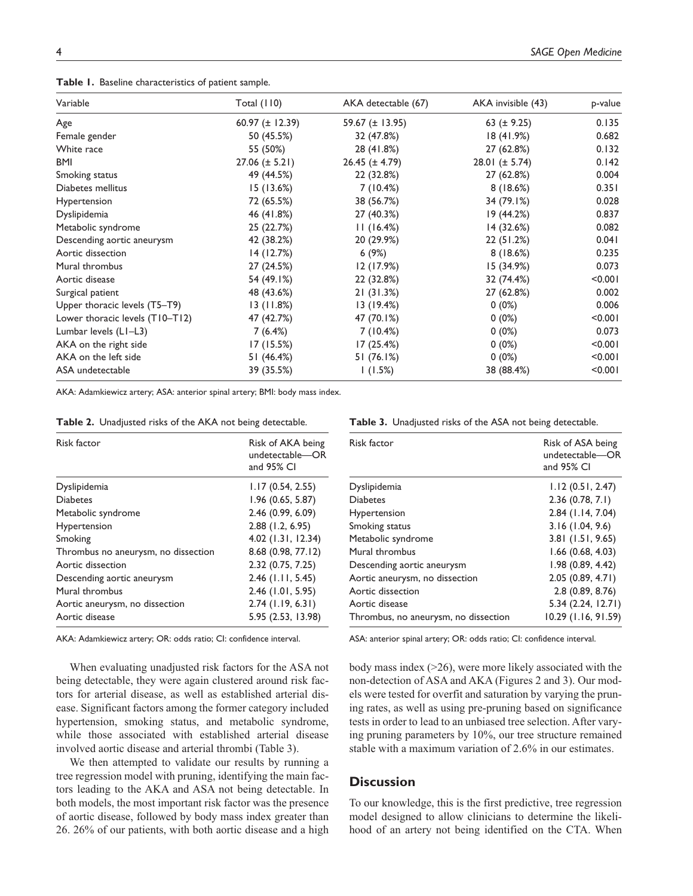**Table 1.** Baseline characteristics of patient sample.

| Variable | Total (110) | AKA detectable (67) | AKA invisible (43) | p-value |
|---|---|---|---|---|
| Age | 60.97 (± 12.39) | 59.67 (± 13.95) | 63 (± 9.25) | 0.135 |
| Female gender | 50 (45.5%) | 32 (47.8%) | 18 (41.9%) | 0.682 |
| White race | 55 (50%) | 28 (41.8%) | 27 (62.8%) | 0.132 |
| BMI | 27.06 (± 5.21) | 26.45 (± 4.79) | 28.01 (± 5.74) | 0.142 |
| Smoking status | 49 (44.5%) | 22 (32.8%) | 27 (62.8%) | 0.004 |
| Diabetes mellitus | 15 (13.6%) | 7 (10.4%) | 8 (18.6%) | 0.351 |
| Hypertension | 72 (65.5%) | 38 (56.7%) | 34 (79.1%) | 0.028 |
| Dyslipidemia | 46 (41.8%) | 27 (40.3%) | 19 (44.2%) | 0.837 |
| Metabolic syndrome | 25 (22.7%) | 11 (16.4%) | 14 (32.6%) | 0.082 |
| Descending aortic aneurysm | 42 (38.2%) | 20 (29.9%) | 22 (51.2%) | 0.041 |
| Aortic dissection | 14 (12.7%) | 6 (9%) | 8 (18.6%) | 0.235 |
| Mural thrombus | 27 (24.5%) | 12 (17.9%) | 15 (34.9%) | 0.073 |
| Aortic disease | 54 (49.1%) | 22 (32.8%) | 32 (74.4%) | <0.001 |
| Surgical patient | 48 (43.6%) | 21 (31.3%) | 27 (62.8%) | 0.002 |
| Upper thoracic levels (T5–T9) | 13 (11.8%) | 13 (19.4%) | 0 (0%) | 0.006 |
| Lower thoracic levels (T10–T12) | 47 (42.7%) | 47 (70.1%) | 0 (0%) | <0.001 |
| Lumbar levels (L1–L3) | 7 (6.4%) | 7 (10.4%) | 0 (0%) | 0.073 |
| AKA on the right side | 17 (15.5%) | 17 (25.4%) | 0 (0%) | <0.001 |
| AKA on the left side | 51 (46.4%) | 51 (76.1%) | 0 (0%) | <0.001 |
| ASA undetectable | 39 (35.5%) | 1 (1.5%) | 38 (88.4%) | <0.001 |

AKA: Adamkiewicz artery; ASA: anterior spinal artery; BMI: body mass index.

**Table 2.** Unadjusted risks of the AKA not being detectable.

| Risk factor | Risk of AKA being undetectable—OR and 95% CI |
|---|---|
| Dyslipidemia | 1.17 (0.54, 2.55) |
| Diabetes | 1.96 (0.65, 5.87) |
| Metabolic syndrome | 2.46 (0.99, 6.09) |
| Hypertension | 2.88 (1.2, 6.95) |
| Smoking | 4.02 (1.31, 12.34) |
| Thrombus no aneurysm, no dissection | 8.68 (0.98, 77.12) |
| Aortic dissection | 2.32 (0.75, 7.25) |
| Descending aortic aneurysm | 2.46 (1.11, 5.45) |
| Mural thrombus | 2.46 (1.01, 5.95) |
| Aortic aneurysm, no dissection | 2.74 (1.19, 6.31) |
| Aortic disease | 5.95 (2.53, 13.98) |

AKA: Adamkiewicz artery; OR: odds ratio; CI: confidence interval.

**Table 3.** Unadjusted risks of the ASA not being detectable.

| Risk factor | Risk of ASA being undetectable—OR and 95% CI |
|---|---|
| Dyslipidemia | 1.12 (0.51, 2.47) |
| Diabetes | 2.36 (0.78, 7.1) |
| Hypertension | 2.84 (1.14, 7.04) |
| Smoking status | 3.16 (1.04, 9.6) |
| Metabolic syndrome | 3.81 (1.51, 9.65) |
| Mural thrombus | 1.66 (0.68, 4.03) |
| Descending aortic aneurysm | 1.98 (0.89, 4.42) |
| Aortic aneurysm, no dissection | 2.05 (0.89, 4.71) |
| Aortic dissection | 2.8 (0.89, 8.76) |
| Aortic disease | 5.34 (2.24, 12.71) |
| Thrombus, no aneurysm, no dissection | 10.29 (1.16, 91.59) |

ASA: anterior spinal artery; OR: odds ratio; CI: confidence interval.

When evaluating unadjusted risk factors for the ASA not being detectable, they were again clustered around risk factors for arterial disease, as well as established arterial disease. Significant factors among the former category included hypertension, smoking status, and metabolic syndrome, while those associated with established arterial disease involved aortic disease and arterial thrombi (Table 3).

We then attempted to validate our results by running a tree regression model with pruning, identifying the main factors leading to the AKA and ASA not being detectable. In both models, the most important risk factor was the presence of aortic disease, followed by body mass index greater than 26. 26% of our patients, with both aortic disease and a high body mass index (>26), were more likely associated with the non-detection of ASA and AKA (Figures 2 and 3). Our models were tested for overfit and saturation by varying the pruning rates, as well as using pre-pruning based on significance tests in order to lead to an unbiased tree selection. After varying pruning parameters by 10%, our tree structure remained stable with a maximum variation of 2.6% in our estimates.

## Discussion

To our knowledge, this is the first predictive, tree regression model designed to allow clinicians to determine the likelihood of an artery not being identified on the CTA. When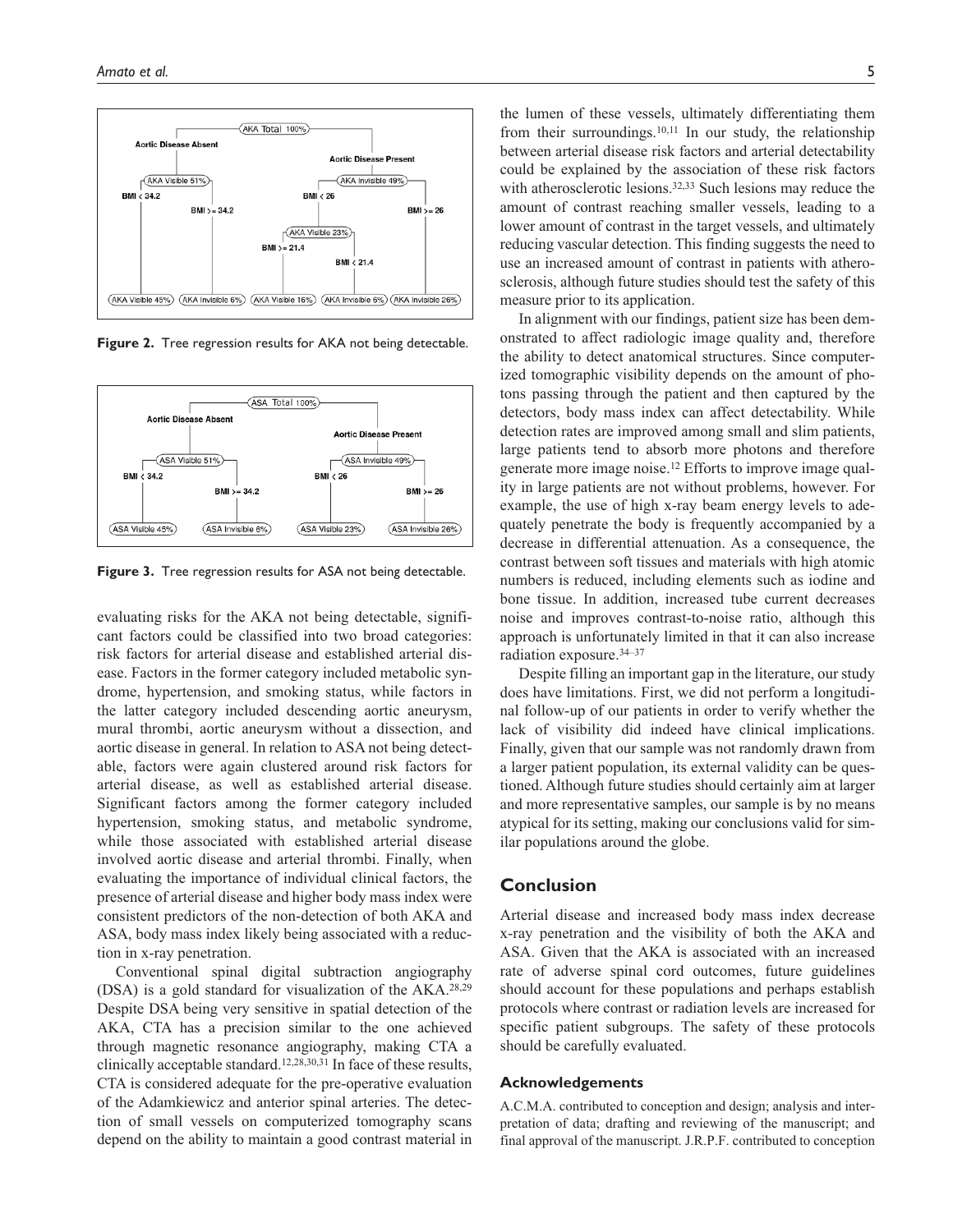Figure 2. Tree regression results for AKA not being detectable.

Figure 3. Tree regression results for ASA not being detectable.

evaluating risks for the AKA not being detectable, significant factors could be classified into two broad categories: risk factors for arterial disease and established arterial disease. Factors in the former category included metabolic syndrome, hypertension, and smoking status, while factors in the latter category included descending aortic aneurysm, mural thrombi, aortic aneurysm without a dissection, and aortic disease in general. In relation to ASA not being detectable, factors were again clustered around risk factors for arterial disease, as well as established arterial disease. Significant factors among the former category included hypertension, smoking status, and metabolic syndrome, while those associated with established arterial disease involved aortic disease and arterial thrombi. Finally, when evaluating the importance of individual clinical factors, the presence of arterial disease and higher body mass index were consistent predictors of the non-detection of both AKA and ASA, body mass index likely being associated with a reduction in x-ray penetration.

Conventional spinal digital subtraction angiography (DSA) is a gold standard for visualization of the AKA.[28,29] Despite DSA being very sensitive in spatial detection of the AKA, CTA has a precision similar to the one achieved through magnetic resonance angiography, making CTA a clinically acceptable standard.[12,28,30,31] In face of these results, CTA is considered adequate for the pre-operative evaluation of the Adamkiewicz and anterior spinal arteries. The detection of small vessels on computerized tomography scans depend on the ability to maintain a good contrast material in the lumen of these vessels, ultimately differentiating them from their surroundings.[10,11] In our study, the relationship between arterial disease risk factors and arterial detectability could be explained by the association of these risk factors with atherosclerotic lesions.[32,33] Such lesions may reduce the amount of contrast reaching smaller vessels, leading to a lower amount of contrast in the target vessels, and ultimately reducing vascular detection. This finding suggests the need to use an increased amount of contrast in patients with atherosclerosis, although future studies should test the safety of this measure prior to its application.

In alignment with our findings, patient size has been demonstrated to affect radiologic image quality and, therefore the ability to detect anatomical structures. Since computerized tomographic visibility depends on the amount of photons passing through the patient and then captured by the detectors, body mass index can affect detectability. While detection rates are improved among small and slim patients, large patients tend to absorb more photons and therefore generate more image noise.[12] Efforts to improve image quality in large patients are not without problems, however. For example, the use of high x-ray beam energy levels to adequately penetrate the body is frequently accompanied by a decrease in differential attenuation. As a consequence, the contrast between soft tissues and materials with high atomic numbers is reduced, including elements such as iodine and bone tissue. In addition, increased tube current decreases noise and improves contrast-to-noise ratio, although this approach is unfortunately limited in that it can also increase radiation exposure.[34–37]

Despite filling an important gap in the literature, our study does have limitations. First, we did not perform a longitudinal follow-up of our patients in order to verify whether the lack of visibility did indeed have clinical implications. Finally, given that our sample was not randomly drawn from a larger patient population, its external validity can be questioned. Although future studies should certainly aim at larger and more representative samples, our sample is by no means atypical for its setting, making our conclusions valid for similar populations around the globe.

## Conclusion

Arterial disease and increased body mass index decrease x-ray penetration and the visibility of both the AKA and ASA. Given that the AKA is associated with an increased rate of adverse spinal cord outcomes, future guidelines should account for these populations and perhaps establish protocols where contrast or radiation levels are increased for specific patient subgroups. The safety of these protocols should be carefully evaluated.

### Acknowledgements

A.C.M.A. contributed to conception and design; analysis and interpretation of data; drafting and reviewing of the manuscript; and final approval of the manuscript. J.R.P.F. contributed to conception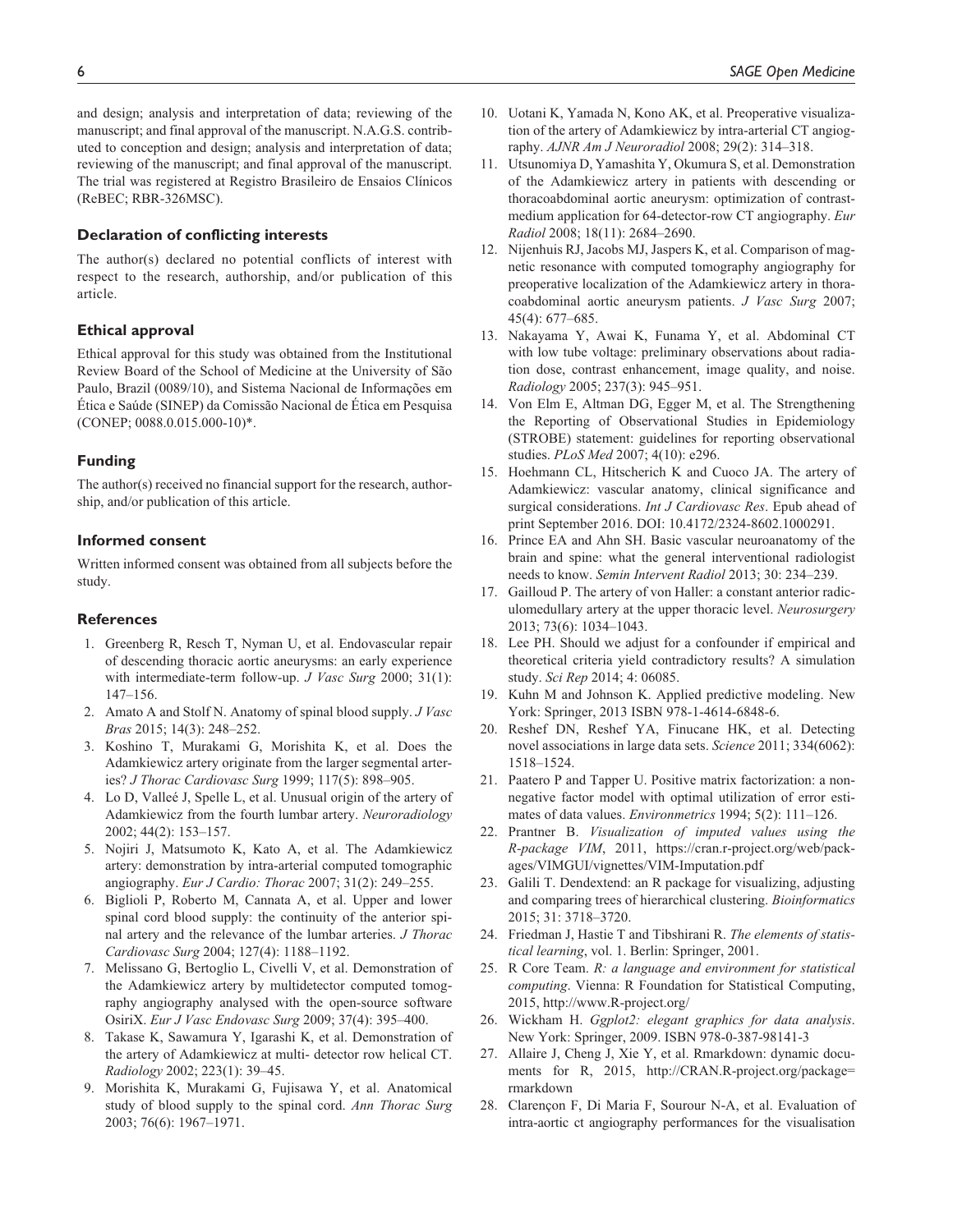and design; analysis and interpretation of data; reviewing of the manuscript; and final approval of the manuscript. N.A.G.S. contributed to conception and design; analysis and interpretation of data; reviewing of the manuscript; and final approval of the manuscript. The trial was registered at Registro Brasileiro de Ensaios Clínicos (ReBEC; RBR-326MSC).

## Declaration of conflicting interests

The author(s) declared no potential conflicts of interest with respect to the research, authorship, and/or publication of this article.

## Ethical approval

Ethical approval for this study was obtained from the Institutional Review Board of the School of Medicine at the University of São Paulo, Brazil (0089/10), and Sistema Nacional de Informações em Ética e Saúde (SINEP) da Comissão Nacional de Ética em Pesquisa (CONEP; 0088.0.015.000-10)*.

## Funding

The author(s) received no financial support for the research, authorship, and/or publication of this article.

## Informed consent

Written informed consent was obtained from all subjects before the study.

## References

1. Greenberg R, Resch T, Nyman U, et al. Endovascular repair of descending thoracic aortic aneurysms: an early experience with intermediate-term follow-up. *J Vasc Surg* 2000; 31(1): 147–156.
2. Amato A and Stolf N. Anatomy of spinal blood supply. *J Vasc Bras* 2015; 14(3): 248–252.
3. Koshino T, Murakami G, Morishita K, et al. Does the Adamkiewicz artery originate from the larger segmental arteries? *J Thorac Cardiovasc Surg* 1999; 117(5): 898–905.
4. Lo D, Valleé J, Spelle L, et al. Unusual origin of the artery of Adamkiewicz from the fourth lumbar artery. *Neuroradiology* 2002; 44(2): 153–157.
5. Nojiri J, Matsumoto K, Kato A, et al. The Adamkiewicz artery: demonstration by intra-arterial computed tomographic angiography. *Eur J Cardio: Thorac* 2007; 31(2): 249–255.
6. Biglioli P, Roberto M, Cannata A, et al. Upper and lower spinal cord blood supply: the continuity of the anterior spinal artery and the relevance of the lumbar arteries. *J Thorac Cardiovasc Surg* 2004; 127(4): 1188–1192.
7. Melissano G, Bertoglio L, Civelli V, et al. Demonstration of the Adamkiewicz artery by multidetector computed tomography angiography analysed with the open-source software OsiriX. *Eur J Vasc Endovasc Surg* 2009; 37(4): 395–400.
8. Takase K, Sawamura Y, Igarashi K, et al. Demonstration of the artery of Adamkiewicz at multi- detector row helical CT. *Radiology* 2002; 223(1): 39–45.
9. Morishita K, Murakami G, Fujisawa Y, et al. Anatomical study of blood supply to the spinal cord. *Ann Thorac Surg* 2003; 76(6): 1967–1971.
10. Uotani K, Yamada N, Kono AK, et al. Preoperative visualization of the artery of Adamkiewicz by intra-arterial CT angiography. *AJNR Am J Neuroradiol* 2008; 29(2): 314–318.
11. Utsunomiya D, Yamashita Y, Okumura S, et al. Demonstration of the Adamkiewicz artery in patients with descending or thoracoabdominal aortic aneurysm: optimization of contrast-medium application for 64-detector-row CT angiography. *Eur Radiol* 2008; 18(11): 2684–2690.
12. Nijenhuis RJ, Jacobs MJ, Jaspers K, et al. Comparison of magnetic resonance with computed tomography angiography for preoperative localization of the Adamkiewicz artery in thoracoabdominal aortic aneurysm patients. *J Vasc Surg* 2007; 45(4): 677–685.
13. Nakayama Y, Awai K, Funama Y, et al. Abdominal CT with low tube voltage: preliminary observations about radiation dose, contrast enhancement, image quality, and noise. *Radiology* 2005; 237(3): 945–951.
14. Von Elm E, Altman DG, Egger M, et al. The Strengthening the Reporting of Observational Studies in Epidemiology (STROBE) statement: guidelines for reporting observational studies. *PLoS Med* 2007; 4(10): e296.
15. Hoehmann CL, Hitscherich K and Cuoco JA. The artery of Adamkiewicz: vascular anatomy, clinical significance and surgical considerations. *Int J Cardiovasc Res*. Epub ahead of print September 2016. DOI: 10.4172/2324-8602.1000291.
16. Prince EA and Ahn SH. Basic vascular neuroanatomy of the brain and spine: what the general interventional radiologist needs to know. *Semin Intervent Radiol* 2013; 30: 234–239.
17. Gailloud P. The artery of von Haller: a constant anterior radiculomedullary artery at the upper thoracic level. *Neurosurgery* 2013; 73(6): 1034–1043.
18. Lee PH. Should we adjust for a confounder if empirical and theoretical criteria yield contradictory results? A simulation study. *Sci Rep* 2014; 4: 06085.
19. Kuhn M and Johnson K. Applied predictive modeling. New York: Springer, 2013 ISBN 978-1-4614-6848-6.
20. Reshef DN, Reshef YA, Finucane HK, et al. Detecting novel associations in large data sets. *Science* 2011; 334(6062): 1518–1524.
21. Paatero P and Tapper U. Positive matrix factorization: a non-negative factor model with optimal utilization of error estimates of data values. *Environmetrics* 1994; 5(2): 111–126.
22. Prantner B. *Visualization of imputed values using the R-package VIM*, 2011, https://cran.r-project.org/web/packages/VIMGUI/vignettes/VIM-Imputation.pdf
23. Galili T. Dendextend: an R package for visualizing, adjusting and comparing trees of hierarchical clustering. *Bioinformatics* 2015; 31: 3718–3720.
24. Friedman J, Hastie T and Tibshirani R. *The elements of statistical learning*, vol. 1. Berlin: Springer, 2001.
25. R Core Team. *R: a language and environment for statistical computing*. Vienna: R Foundation for Statistical Computing, 2015, http://www.R-project.org/
26. Wickham H. *Ggplot2: elegant graphics for data analysis*. New York: Springer, 2009. ISBN 978-0-387-98141-3
27. Allaire J, Cheng J, Xie Y, et al. Rmarkdown: dynamic documents for R, 2015, http://CRAN.R-project.org/package=rmarkdown
28. Clarençon F, Di Maria F, Sourour N-A, et al. Evaluation of intra-aortic ct angiography performances for the visualisation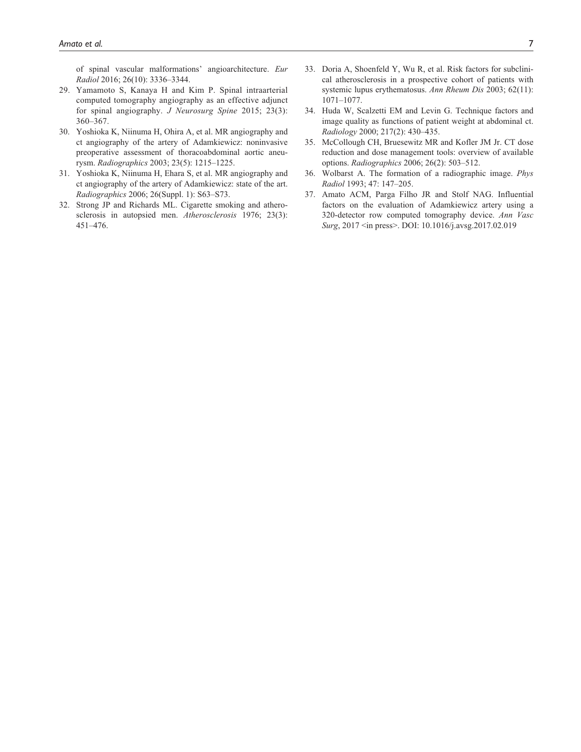of spinal vascular malformations' angioarchitecture. *Eur Radiol* 2016; 26(10): 3336–3344.

29. Yamamoto S, Kanaya H and Kim P. Spinal intraarterial computed tomography angiography as an effective adjunct for spinal angiography. *J Neurosurg Spine* 2015; 23(3): 360–367.
30. Yoshioka K, Niinuma H, Ohira A, et al. MR angiography and ct angiography of the artery of Adamkiewicz: noninvasive preoperative assessment of thoracoabdominal aortic aneurysm. *Radiographics* 2003; 23(5): 1215–1225.
31. Yoshioka K, Niinuma H, Ehara S, et al. MR angiography and ct angiography of the artery of Adamkiewicz: state of the art. *Radiographics* 2006; 26(Suppl. 1): S63–S73.
32. Strong JP and Richards ML. Cigarette smoking and atherosclerosis in autopsied men. *Atherosclerosis* 1976; 23(3): 451–476.
33. Doria A, Shoenfeld Y, Wu R, et al. Risk factors for subclinical atherosclerosis in a prospective cohort of patients with systemic lupus erythematosus. *Ann Rheum Dis* 2003; 62(11): 1071–1077.
34. Huda W, Scalzetti EM and Levin G. Technique factors and image quality as functions of patient weight at abdominal ct. *Radiology* 2000; 217(2): 430–435.
35. McCollough CH, Bruesewitz MR and Kofler JM Jr. CT dose reduction and dose management tools: overview of available options. *Radiographics* 2006; 26(2): 503–512.
36. Wolbarst A. The formation of a radiographic image. *Phys Radiol* 1993; 47: 147–205.
37. Amato ACM, Parga Filho JR and Stolf NAG. Influential factors on the evaluation of Adamkiewicz artery using a 320-detector row computed tomography device. *Ann Vasc Surg*, 2017 <in press>. DOI: 10.1016/j.avsg.2017.02.019